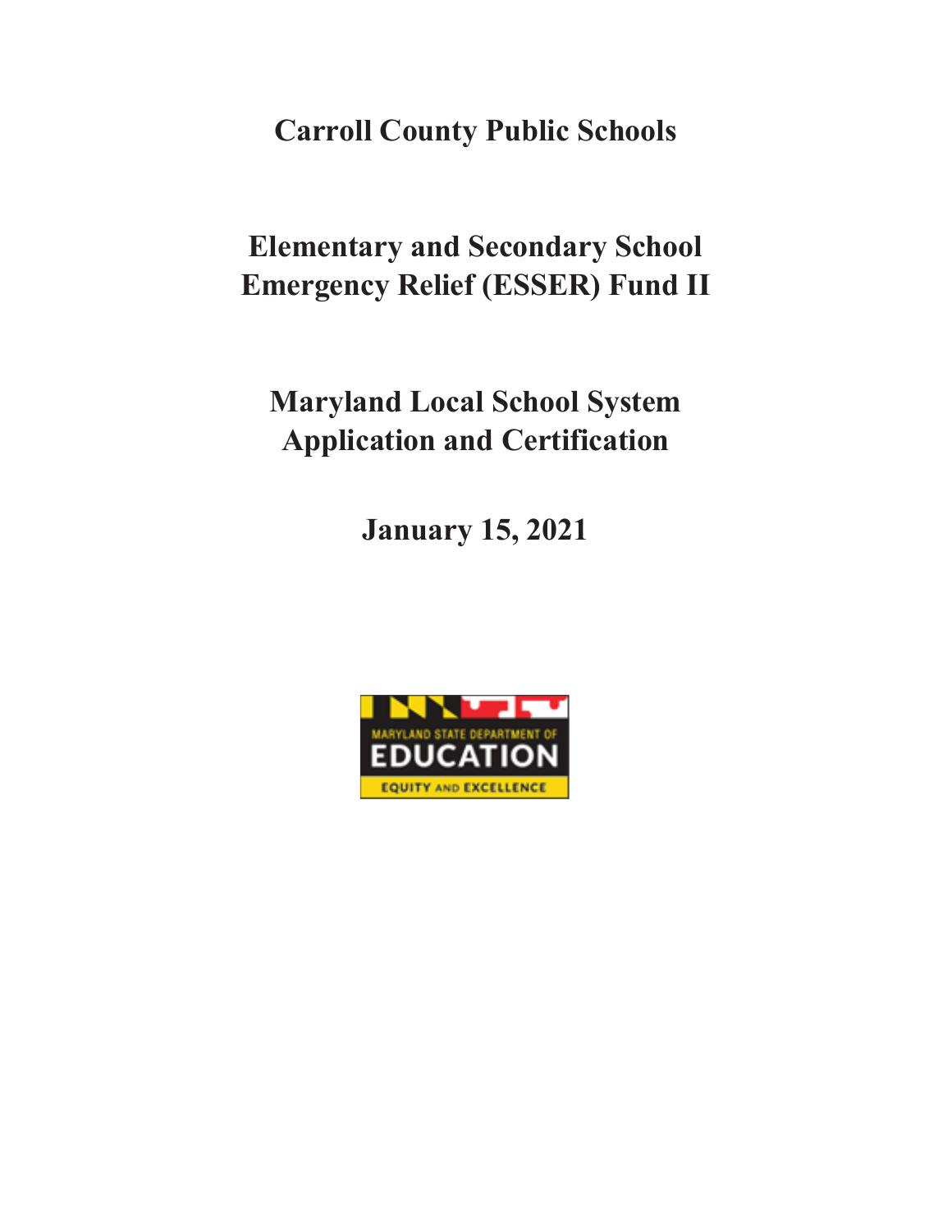# Carroll County Public Schools

## Elementary and Secondary School Emergency Relief (ESSER) Fund II

## Maryland Local School System Application and Certification

**January 15, 2021**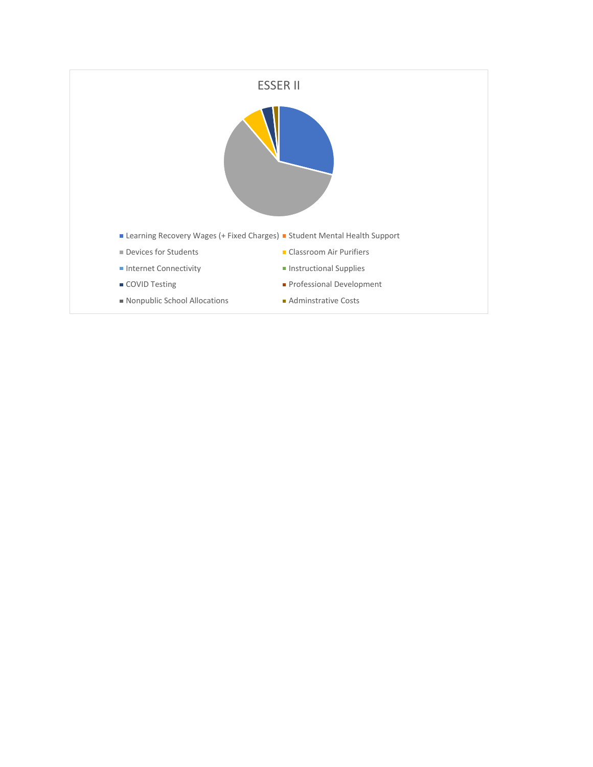## ESSER II

- Learning Recovery Wages (+ Fixed Charges)
- Student Mental Health Support
- Devices for Students
- Classroom Air Purifiers
- Internet Connectivity
- Instructional Supplies
- COVID Testing
- Professional Development
- Nonpublic School Allocations
- Adminstrative Costs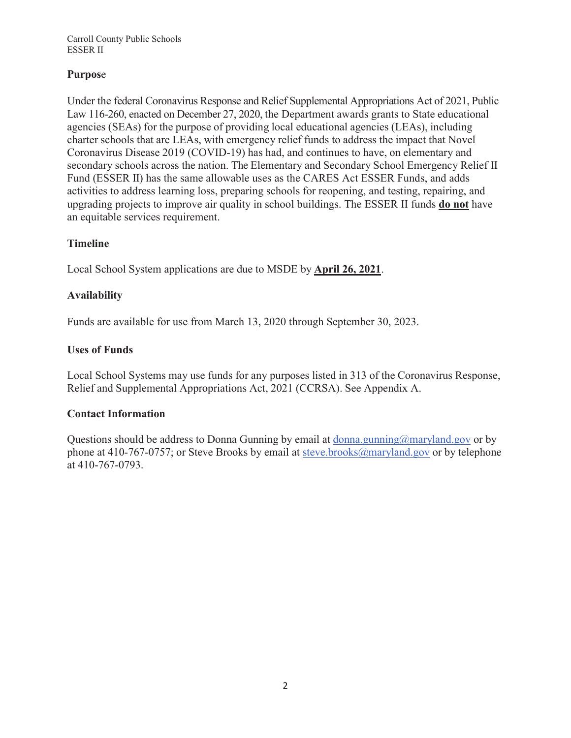## Purpose

Under the federal Coronavirus Response and Relief Supplemental Appropriations Act of 2021, Public Law 116-260, enacted on December 27, 2020, the Department awards grants to State educational agencies (SEAs) for the purpose of providing local educational agencies (LEAs), including charter schools that are LEAs, with emergency relief funds to address the impact that Novel Coronavirus Disease 2019 (COVID-19) has had, and continues to have, on elementary and secondary schools across the nation. The Elementary and Secondary School Emergency Relief II Fund (ESSER II) has the same allowable uses as the CARES Act ESSER Funds, and adds activities to address learning loss, preparing schools for reopening, and testing, repairing, and upgrading projects to improve air quality in school buildings. The ESSER II funds **do not** have an equitable services requirement.

## Timeline

Local School System applications are due to MSDE by **April 26, 2021**.

## Availability

Funds are available for use from March 13, 2020 through September 30, 2023.

## Uses of Funds

Local School Systems may use funds for any purposes listed in 313 of the Coronavirus Response, Relief and Supplemental Appropriations Act, 2021 (CCRSA). See Appendix A.

## Contact Information

Questions should be address to Donna Gunning by email at donna.gunning@maryland.gov or by phone at 410-767-0757; or Steve Brooks by email at steve.brooks@maryland.gov or by telephone at 410-767-0793.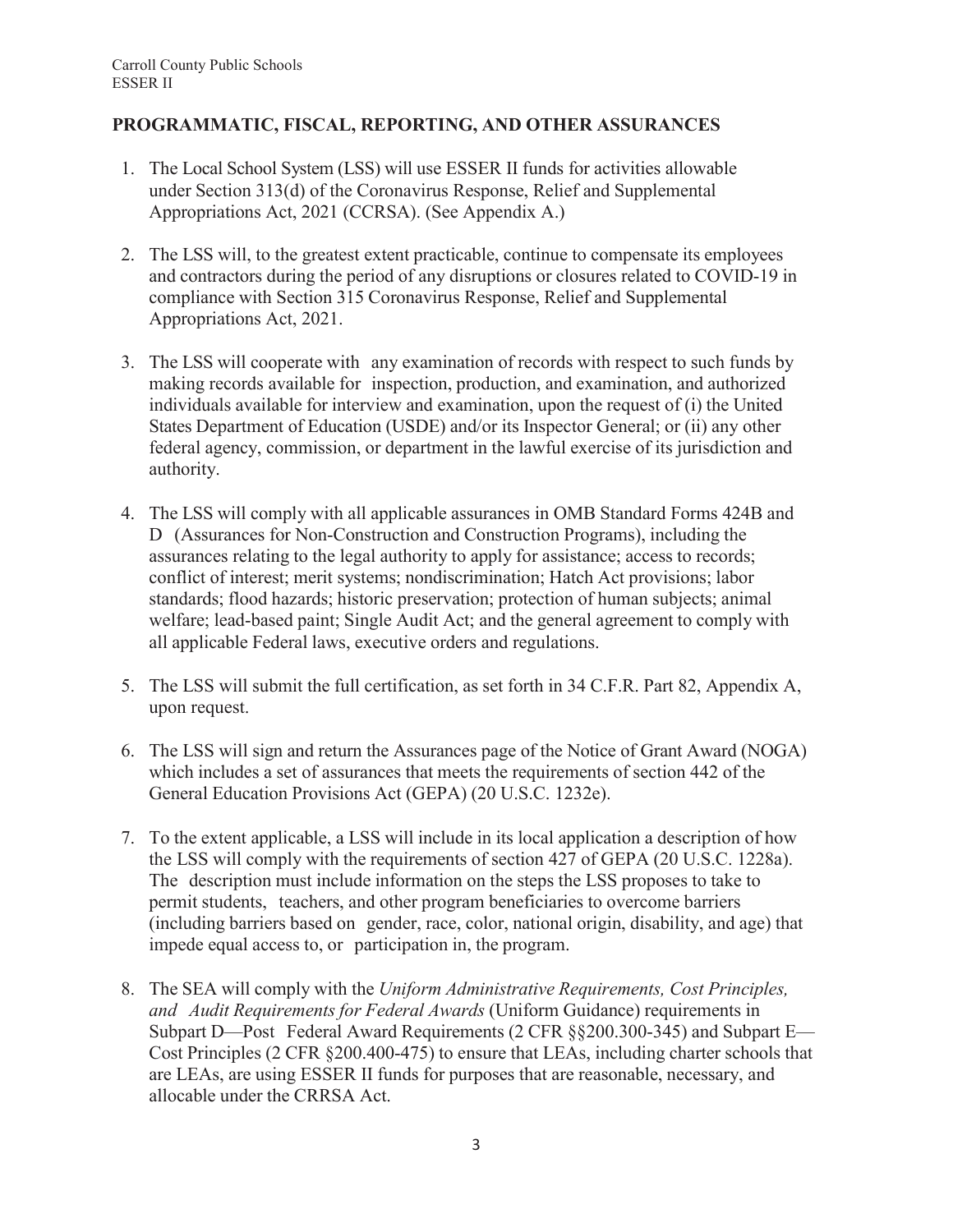## PROGRAMMATIC, FISCAL, REPORTING, AND OTHER ASSURANCES

1. The Local School System (LSS) will use ESSER II funds for activities allowable under Section 313(d) of the Coronavirus Response, Relief and Supplemental Appropriations Act, 2021 (CCRSA). (See Appendix A.)

2. The LSS will, to the greatest extent practicable, continue to compensate its employees and contractors during the period of any disruptions or closures related to COVID-19 in compliance with Section 315 Coronavirus Response, Relief and Supplemental Appropriations Act, 2021.

3. The LSS will cooperate with any examination of records with respect to such funds by making records available for inspection, production, and examination, and authorized individuals available for interview and examination, upon the request of (i) the United States Department of Education (USDE) and/or its Inspector General; or (ii) any other federal agency, commission, or department in the lawful exercise of its jurisdiction and authority.

4. The LSS will comply with all applicable assurances in OMB Standard Forms 424B and D (Assurances for Non-Construction and Construction Programs), including the assurances relating to the legal authority to apply for assistance; access to records; conflict of interest; merit systems; nondiscrimination; Hatch Act provisions; labor standards; flood hazards; historic preservation; protection of human subjects; animal welfare; lead-based paint; Single Audit Act; and the general agreement to comply with all applicable Federal laws, executive orders and regulations.

5. The LSS will submit the full certification, as set forth in 34 C.F.R. Part 82, Appendix A, upon request.

6. The LSS will sign and return the Assurances page of the Notice of Grant Award (NOGA) which includes a set of assurances that meets the requirements of section 442 of the General Education Provisions Act (GEPA) (20 U.S.C. 1232e).

7. To the extent applicable, a LSS will include in its local application a description of how the LSS will comply with the requirements of section 427 of GEPA (20 U.S.C. 1228a). The description must include information on the steps the LSS proposes to take to permit students, teachers, and other program beneficiaries to overcome barriers (including barriers based on gender, race, color, national origin, disability, and age) that impede equal access to, or participation in, the program.

8. The SEA will comply with the *Uniform Administrative Requirements, Cost Principles, and Audit Requirements for Federal Awards* (Uniform Guidance) requirements in Subpart D—Post Federal Award Requirements (2 CFR §§200.300-345) and Subpart E—Cost Principles (2 CFR §200.400-475) to ensure that LEAs, including charter schools that are LEAs, are using ESSER II funds for purposes that are reasonable, necessary, and allocable under the CRRSA Act.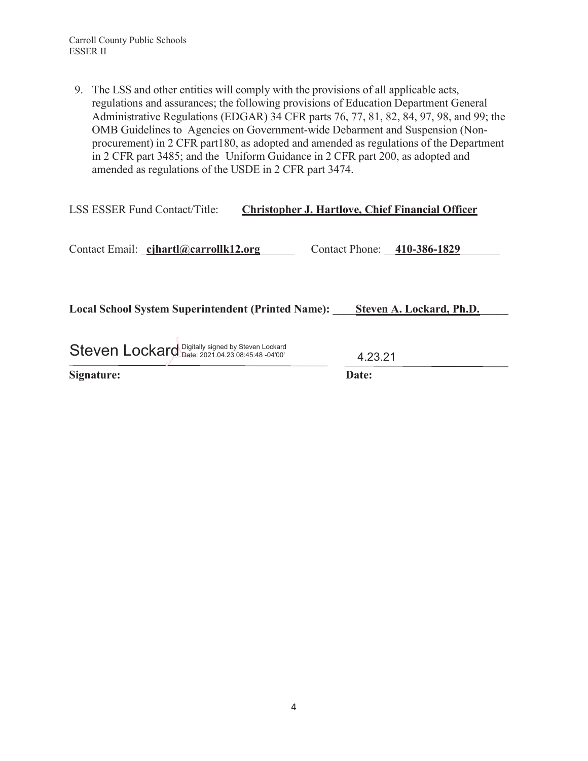9. The LSS and other entities will comply with the provisions of all applicable acts, regulations and assurances; the following provisions of Education Department General Administrative Regulations (EDGAR) 34 CFR parts 76, 77, 81, 82, 84, 97, 98, and 99; the OMB Guidelines to Agencies on Government-wide Debarment and Suspension (Non-procurement) in 2 CFR part180, as adopted and amended as regulations of the Department in 2 CFR part 3485; and the Uniform Guidance in 2 CFR part 200, as adopted and amended as regulations of the USDE in 2 CFR part 3474.

LSS ESSER Fund Contact/Title: **Christopher J. Hartlove, Chief Financial Officer**

Contact Email: **cjhartl@carrollk12.org** Contact Phone: **410-386-1829**

**Local School System Superintendent (Printed Name):** **Steven A. Lockard, Ph.D.**

Steven Lockard Digitally signed by Steven Lockard Date: 2021.04.23 08:45:48 -04'00' 4.23.21

**Signature:** **Date:**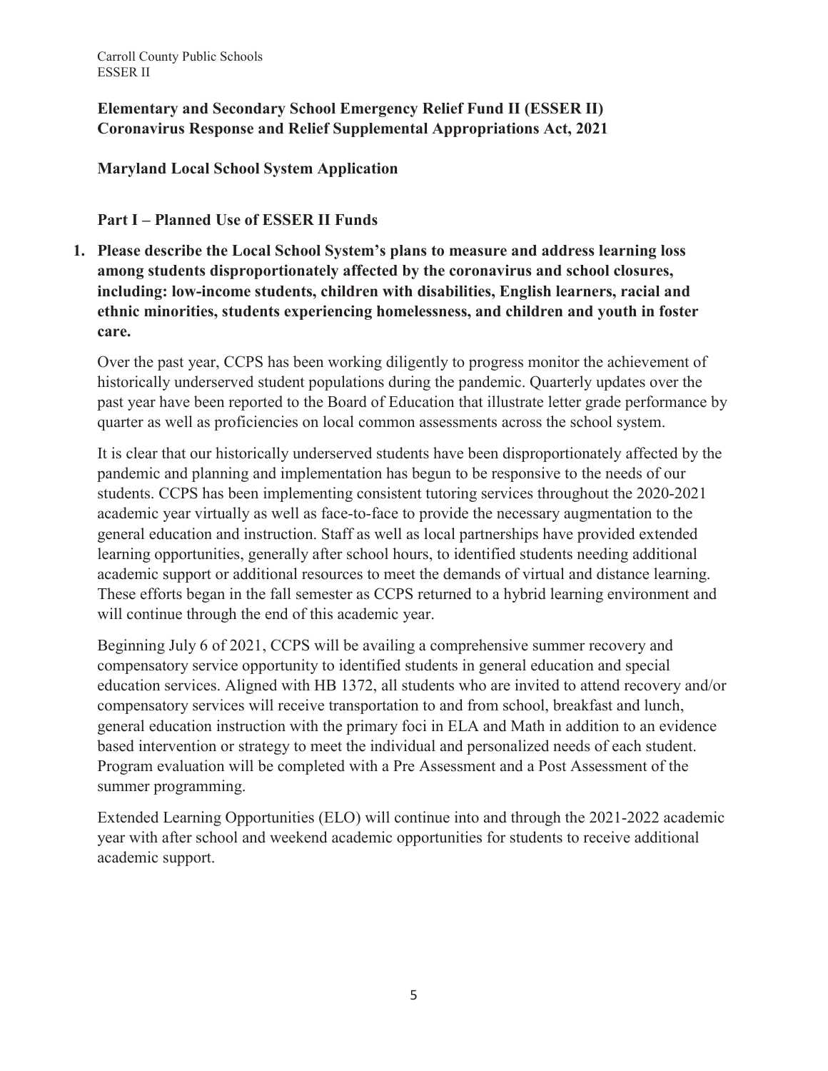**Elementary and Secondary School Emergency Relief Fund II (ESSER II)**
**Coronavirus Response and Relief Supplemental Appropriations Act, 2021**

**Maryland Local School System Application**

**Part I – Planned Use of ESSER II Funds**

1. **Please describe the Local School System's plans to measure and address learning loss among students disproportionately affected by the coronavirus and school closures, including: low-income students, children with disabilities, English learners, racial and ethnic minorities, students experiencing homelessness, and children and youth in foster care.**

   Over the past year, CCPS has been working diligently to progress monitor the achievement of historically underserved student populations during the pandemic. Quarterly updates over the past year have been reported to the Board of Education that illustrate letter grade performance by quarter as well as proficiencies on local common assessments across the school system.

   It is clear that our historically underserved students have been disproportionately affected by the pandemic and planning and implementation has begun to be responsive to the needs of our students. CCPS has been implementing consistent tutoring services throughout the 2020-2021 academic year virtually as well as face-to-face to provide the necessary augmentation to the general education and instruction. Staff as well as local partnerships have provided extended learning opportunities, generally after school hours, to identified students needing additional academic support or additional resources to meet the demands of virtual and distance learning. These efforts began in the fall semester as CCPS returned to a hybrid learning environment and will continue through the end of this academic year.

   Beginning July 6 of 2021, CCPS will be availing a comprehensive summer recovery and compensatory service opportunity to identified students in general education and special education services. Aligned with HB 1372, all students who are invited to attend recovery and/or compensatory services will receive transportation to and from school, breakfast and lunch, general education instruction with the primary foci in ELA and Math in addition to an evidence based intervention or strategy to meet the individual and personalized needs of each student. Program evaluation will be completed with a Pre Assessment and a Post Assessment of the summer programming.

   Extended Learning Opportunities (ELO) will continue into and through the 2021-2022 academic year with after school and weekend academic opportunities for students to receive additional academic support.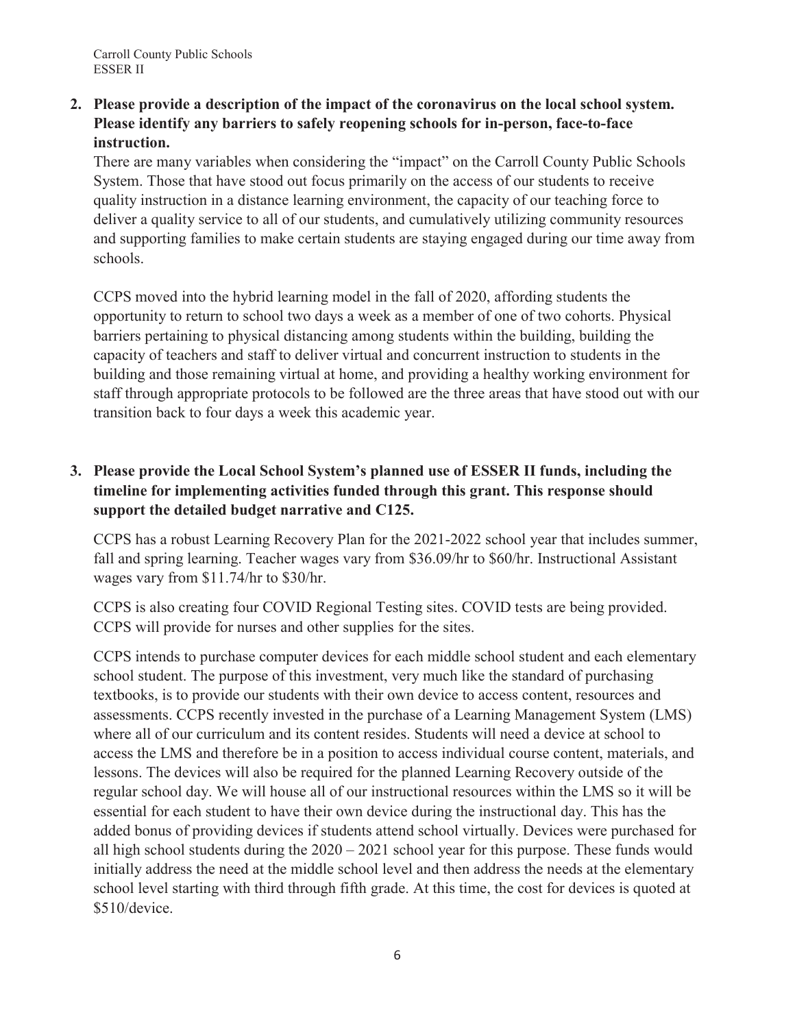**2. Please provide a description of the impact of the coronavirus on the local school system. Please identify any barriers to safely reopening schools for in-person, face-to-face instruction.**

There are many variables when considering the "impact" on the Carroll County Public Schools System. Those that have stood out focus primarily on the access of our students to receive quality instruction in a distance learning environment, the capacity of our teaching force to deliver a quality service to all of our students, and cumulatively utilizing community resources and supporting families to make certain students are staying engaged during our time away from schools.

CCPS moved into the hybrid learning model in the fall of 2020, affording students the opportunity to return to school two days a week as a member of one of two cohorts. Physical barriers pertaining to physical distancing among students within the building, building the capacity of teachers and staff to deliver virtual and concurrent instruction to students in the building and those remaining virtual at home, and providing a healthy working environment for staff through appropriate protocols to be followed are the three areas that have stood out with our transition back to four days a week this academic year.

**3. Please provide the Local School System's planned use of ESSER II funds, including the timeline for implementing activities funded through this grant. This response should support the detailed budget narrative and C125.**

CCPS has a robust Learning Recovery Plan for the 2021-2022 school year that includes summer, fall and spring learning. Teacher wages vary from $36.09/hr to $60/hr. Instructional Assistant wages vary from $11.74/hr to $30/hr.

CCPS is also creating four COVID Regional Testing sites. COVID tests are being provided. CCPS will provide for nurses and other supplies for the sites.

CCPS intends to purchase computer devices for each middle school student and each elementary school student. The purpose of this investment, very much like the standard of purchasing textbooks, is to provide our students with their own device to access content, resources and assessments. CCPS recently invested in the purchase of a Learning Management System (LMS) where all of our curriculum and its content resides. Students will need a device at school to access the LMS and therefore be in a position to access individual course content, materials, and lessons. The devices will also be required for the planned Learning Recovery outside of the regular school day. We will house all of our instructional resources within the LMS so it will be essential for each student to have their own device during the instructional day. This has the added bonus of providing devices if students attend school virtually. Devices were purchased for all high school students during the 2020 – 2021 school year for this purpose. These funds would initially address the need at the middle school level and then address the needs at the elementary school level starting with third through fifth grade. At this time, the cost for devices is quoted at $510/device.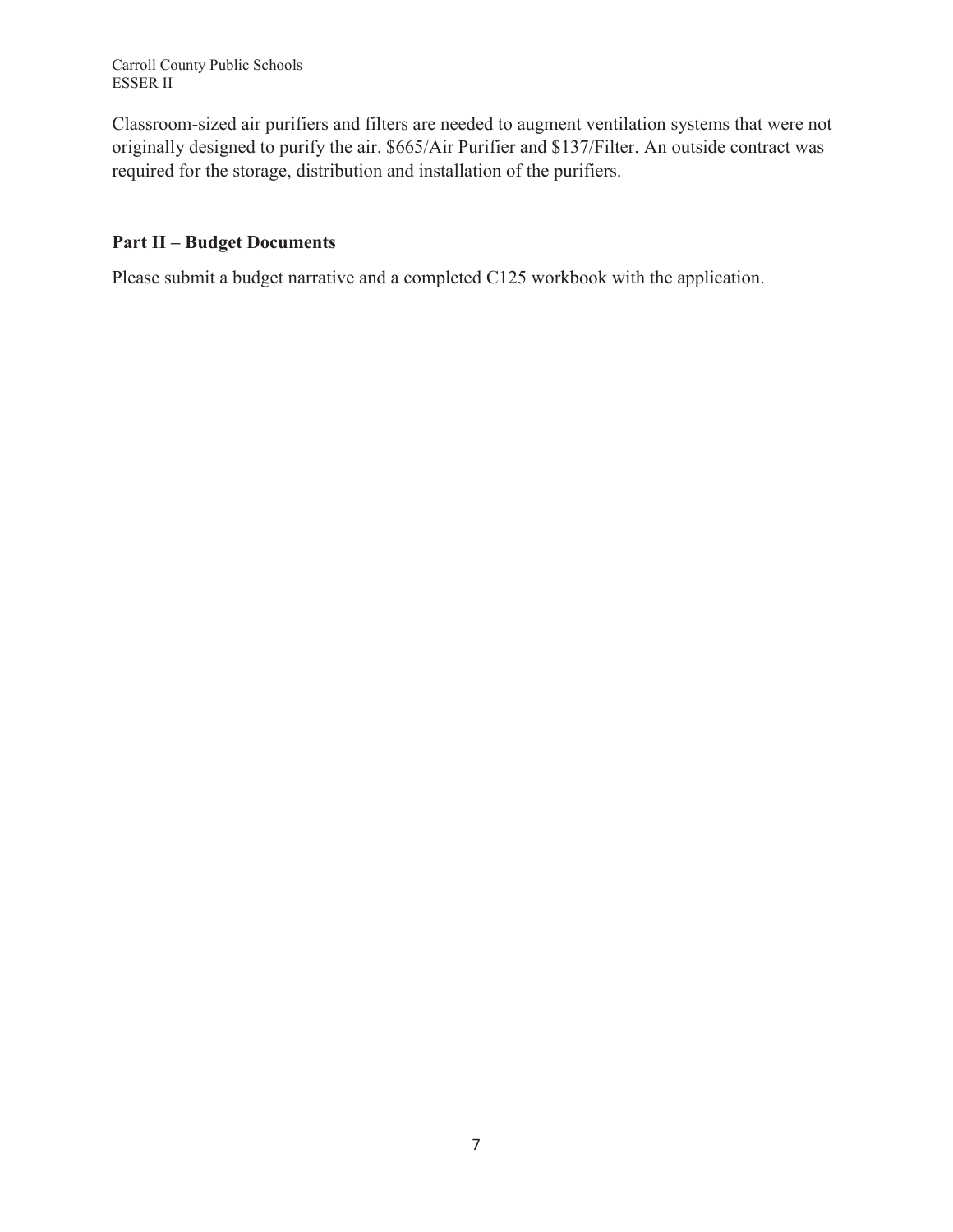Classroom-sized air purifiers and filters are needed to augment ventilation systems that were not originally designed to purify the air. $665/Air Purifier and $137/Filter. An outside contract was required for the storage, distribution and installation of the purifiers.

## Part II – Budget Documents

Please submit a budget narrative and a completed C125 workbook with the application.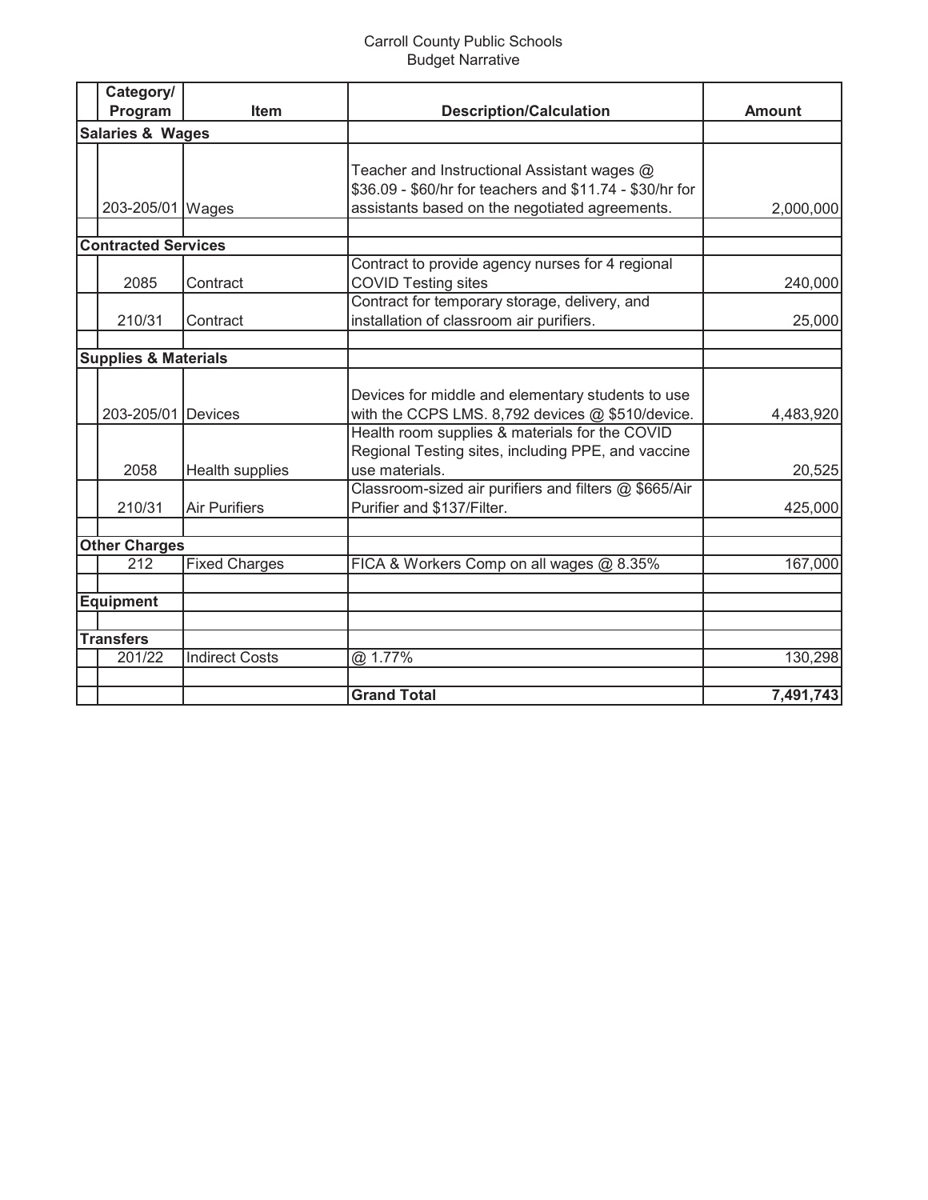Carroll County Public Schools
Budget Narrative

| | Category/ Program | Item | Description/Calculation | Amount |
|---|---|---|---|---|
| **Salaries & Wages** | | | | |
| | 203-205/01 | Wages | Teacher and Instructional Assistant wages @ $36.09 - $60/hr for teachers and $11.74 - $30/hr for assistants based on the negotiated agreements. | 2,000,000 |
| | | | | |
| **Contracted Services** | | | | |
| | 2085 | Contract | Contract to provide agency nurses for 4 regional COVID Testing sites | 240,000 |
| | 210/31 | Contract | Contract for temporary storage, delivery, and installation of classroom air purifiers. | 25,000 |
| | | | | |
| **Supplies & Materials** | | | | |
| | 203-205/01 | Devices | Devices for middle and elementary students to use with the CCPS LMS. 8,792 devices @ $510/device. | 4,483,920 |
| | 2058 | Health supplies | Health room supplies & materials for the COVID Regional Testing sites, including PPE, and vaccine use materials. | 20,525 |
| | 210/31 | Air Purifiers | Classroom-sized air purifiers and filters @ $665/Air Purifier and $137/Filter. | 425,000 |
| | | | | |
| **Other Charges** | | | | |
| | 212 | Fixed Charges | FICA & Workers Comp on all wages @ 8.35% | 167,000 |
| | | | | |
| **Equipment** | | | | |
| | | | | |
| **Transfers** | | | | |
| | 201/22 | Indirect Costs | @ 1.77% | 130,298 |
| | | | | |
| | | | **Grand Total** | **7,491,743** |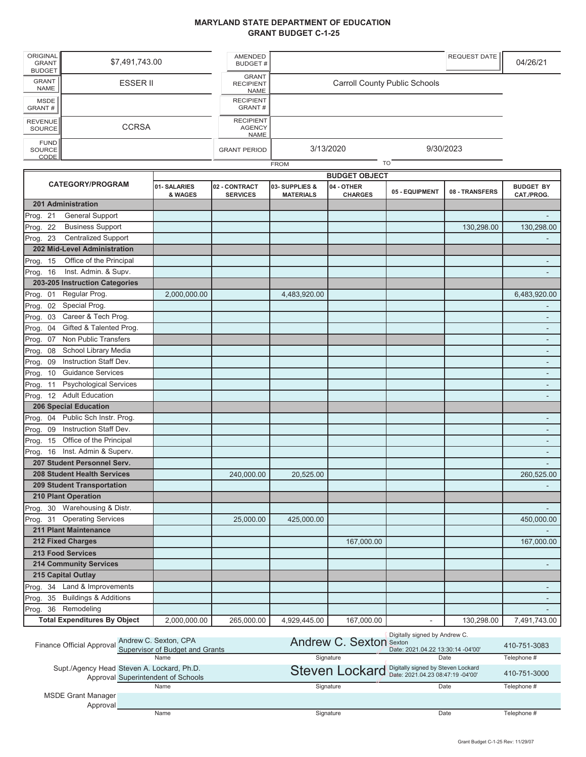# MARYLAND STATE DEPARTMENT OF EDUCATION
## GRANT BUDGET C-1-25

| | | | | | |
|---|---|---|---|---|---|
| ORIGINAL GRANT BUDGET | $7,491,743.00 | AMENDED BUDGET # | | REQUEST DATE | 04/26/21 |
| GRANT NAME | ESSER II | GRANT RECIPIENT NAME | Carroll County Public Schools | | |
| MSDE GRANT # | | RECIPIENT GRANT # | | | |
| REVENUE SOURCE | CCRSA | RECIPIENT AGENCY NAME | | | |
| FUND SOURCE CODE | | GRANT PERIOD | 3/13/2020 (FROM) | 9/30/2023 (TO) | |

| CATEGORY/PROGRAM | 01- SALARIES & WAGES | 02 - CONTRACT SERVICES | 03- SUPPLIES & MATERIALS | 04 - OTHER CHARGES | 05 - EQUIPMENT | 08 - TRANSFERS | BUDGET BY CAT./PROG. |
|---|---|---|---|---|---|---|---|
| **201 Administration** | | | | | | | |
| Prog. 21 General Support | | | | | | | - |
| Prog. 22 Business Support | | | | | | 130,298.00 | 130,298.00 |
| Prog. 23 Centralized Support | | | | | | | - |
| **202 Mid-Level Administration** | | | | | | | |
| Prog. 15 Office of the Principal | | | | | | | - |
| Prog. 16 Inst. Admin. & Supv. | | | | | | | - |
| **203-205 Instruction Categories** | | | | | | | |
| Prog. 01 Regular Prog. | 2,000,000.00 | | 4,483,920.00 | | | | 6,483,920.00 |
| Prog. 02 Special Prog. | | | | | | | - |
| Prog. 03 Career & Tech Prog. | | | | | | | - |
| Prog. 04 Gifted & Talented Prog. | | | | | | | - |
| Prog. 07 Non Public Transfers | | | | | | | - |
| Prog. 08 School Library Media | | | | | | | - |
| Prog. 09 Instruction Staff Dev. | | | | | | | - |
| Prog. 10 Guidance Services | | | | | | | - |
| Prog. 11 Psychological Services | | | | | | | - |
| Prog. 12 Adult Education | | | | | | | - |
| **206 Special Education** | | | | | | | |
| Prog. 04 Public Sch Instr. Prog. | | | | | | | - |
| Prog. 09 Instruction Staff Dev. | | | | | | | - |
| Prog. 15 Office of the Principal | | | | | | | - |
| Prog. 16 Inst. Admin & Superv. | | | | | | | - |
| **207 Student Personnel Serv.** | | | | | | | - |
| **208 Student Health Services** | | 240,000.00 | 20,525.00 | | | | 260,525.00 |
| **209 Student Transportation** | | | | | | | - |
| **210 Plant Operation** | | | | | | | |
| Prog. 30 Warehousing & Distr. | | | | | | | - |
| Prog. 31 Operating Services | | 25,000.00 | 425,000.00 | | | | 450,000.00 |
| **211 Plant Maintenance** | | | | | | | - |
| **212 Fixed Charges** | | | | 167,000.00 | | | 167,000.00 |
| **213 Food Services** | | | | | | | |
| **214 Community Services** | | | | | | | - |
| **215 Capital Outlay** | | | | | | | |
| Prog. 34 Land & Improvements | | | | | | | - |
| Prog. 35 Buildings & Additions | | | | | | | - |
| Prog. 36 Remodeling | | | | | | | - |
| **Total Expenditures By Object** | 2,000,000.00 | 265,000.00 | 4,929,445.00 | 167,000.00 | - | 130,298.00 | 7,491,743.00 |

| | Name | Signature | Date | Telephone # |
|---|---|---|---|---|
| Finance Official Approval | Andrew C. Sexton, CPA, Supervisor of Budget and Grants | Andrew C. Sexton (Digitally signed by Andrew C. Sexton) | Date: 2021.04.22 13:30:14 -04'00' | 410-751-3083 |
| Supt./Agency Head Approval | Steven A. Lockard, Ph.D., Superintendent of Schools | Steven Lockard (Digitally signed by Steven Lockard) | Date: 2021.04.23 08:47:19 -04'00' | 410-751-3000 |
| MSDE Grant Manager Approval | | | | |

Grant Budget C-1-25 Rev: 11/29/07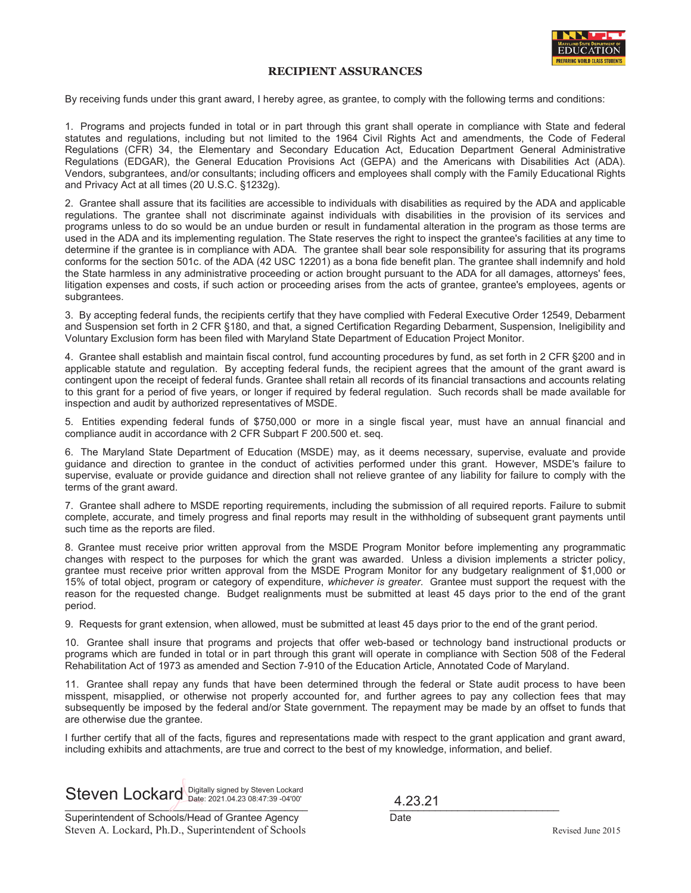## RECIPIENT ASSURANCES

By receiving funds under this grant award, I hereby agree, as grantee, to comply with the following terms and conditions:

1. Programs and projects funded in total or in part through this grant shall operate in compliance with State and federal statutes and regulations, including but not limited to the 1964 Civil Rights Act and amendments, the Code of Federal Regulations (CFR) 34, the Elementary and Secondary Education Act, Education Department General Administrative Regulations (EDGAR), the General Education Provisions Act (GEPA) and the Americans with Disabilities Act (ADA). Vendors, subgrantees, and/or consultants; including officers and employees shall comply with the Family Educational Rights and Privacy Act at all times (20 U.S.C. §1232g).

2. Grantee shall assure that its facilities are accessible to individuals with disabilities as required by the ADA and applicable regulations. The grantee shall not discriminate against individuals with disabilities in the provision of its services and programs unless to do so would be an undue burden or result in fundamental alteration in the program as those terms are used in the ADA and its implementing regulation. The State reserves the right to inspect the grantee's facilities at any time to determine if the grantee is in compliance with ADA. The grantee shall bear sole responsibility for assuring that its programs conforms for the section 501c. of the ADA (42 USC 12201) as a bona fide benefit plan. The grantee shall indemnify and hold the State harmless in any administrative proceeding or action brought pursuant to the ADA for all damages, attorneys' fees, litigation expenses and costs, if such action or proceeding arises from the acts of grantee, grantee's employees, agents or subgrantees.

3. By accepting federal funds, the recipients certify that they have complied with Federal Executive Order 12549, Debarment and Suspension set forth in 2 CFR §180, and that, a signed Certification Regarding Debarment, Suspension, Ineligibility and Voluntary Exclusion form has been filed with Maryland State Department of Education Project Monitor.

4. Grantee shall establish and maintain fiscal control, fund accounting procedures by fund, as set forth in 2 CFR §200 and in applicable statute and regulation. By accepting federal funds, the recipient agrees that the amount of the grant award is contingent upon the receipt of federal funds. Grantee shall retain all records of its financial transactions and accounts relating to this grant for a period of five years, or longer if required by federal regulation. Such records shall be made available for inspection and audit by authorized representatives of MSDE.

5. Entities expending federal funds of $750,000 or more in a single fiscal year, must have an annual financial and compliance audit in accordance with 2 CFR Subpart F 200.500 et. seq.

6. The Maryland State Department of Education (MSDE) may, as it deems necessary, supervise, evaluate and provide guidance and direction to grantee in the conduct of activities performed under this grant. However, MSDE's failure to supervise, evaluate or provide guidance and direction shall not relieve grantee of any liability for failure to comply with the terms of the grant award.

7. Grantee shall adhere to MSDE reporting requirements, including the submission of all required reports. Failure to submit complete, accurate, and timely progress and final reports may result in the withholding of subsequent grant payments until such time as the reports are filed.

8. Grantee must receive prior written approval from the MSDE Program Monitor before implementing any programmatic changes with respect to the purposes for which the grant was awarded. Unless a division implements a stricter policy, grantee must receive prior written approval from the MSDE Program Monitor for any budgetary realignment of $1,000 or 15% of total object, program or category of expenditure, *whichever is greater*. Grantee must support the request with the reason for the requested change. Budget realignments must be submitted at least 45 days prior to the end of the grant period.

9. Requests for grant extension, when allowed, must be submitted at least 45 days prior to the end of the grant period.

10. Grantee shall insure that programs and projects that offer web-based or technology band instructional products or programs which are funded in total or in part through this grant will operate in compliance with Section 508 of the Federal Rehabilitation Act of 1973 as amended and Section 7-910 of the Education Article, Annotated Code of Maryland.

11. Grantee shall repay any funds that have been determined through the federal or State audit process to have been misspent, misapplied, or otherwise not properly accounted for, and further agrees to pay any collection fees that may subsequently be imposed by the federal and/or State government. The repayment may be made by an offset to funds that are otherwise due the grantee.

I further certify that all of the facts, figures and representations made with respect to the grant application and grant award, including exhibits and attachments, are true and correct to the best of my knowledge, information, and belief.

Steven Lockard Digitally signed by Steven Lockard Date: 2021.04.23 08:47:39 -04'00'

Superintendent of Schools/Head of Grantee Agency
Steven A. Lockard, Ph.D., Superintendent of Schools

4.23.21
Date

Revised June 2015